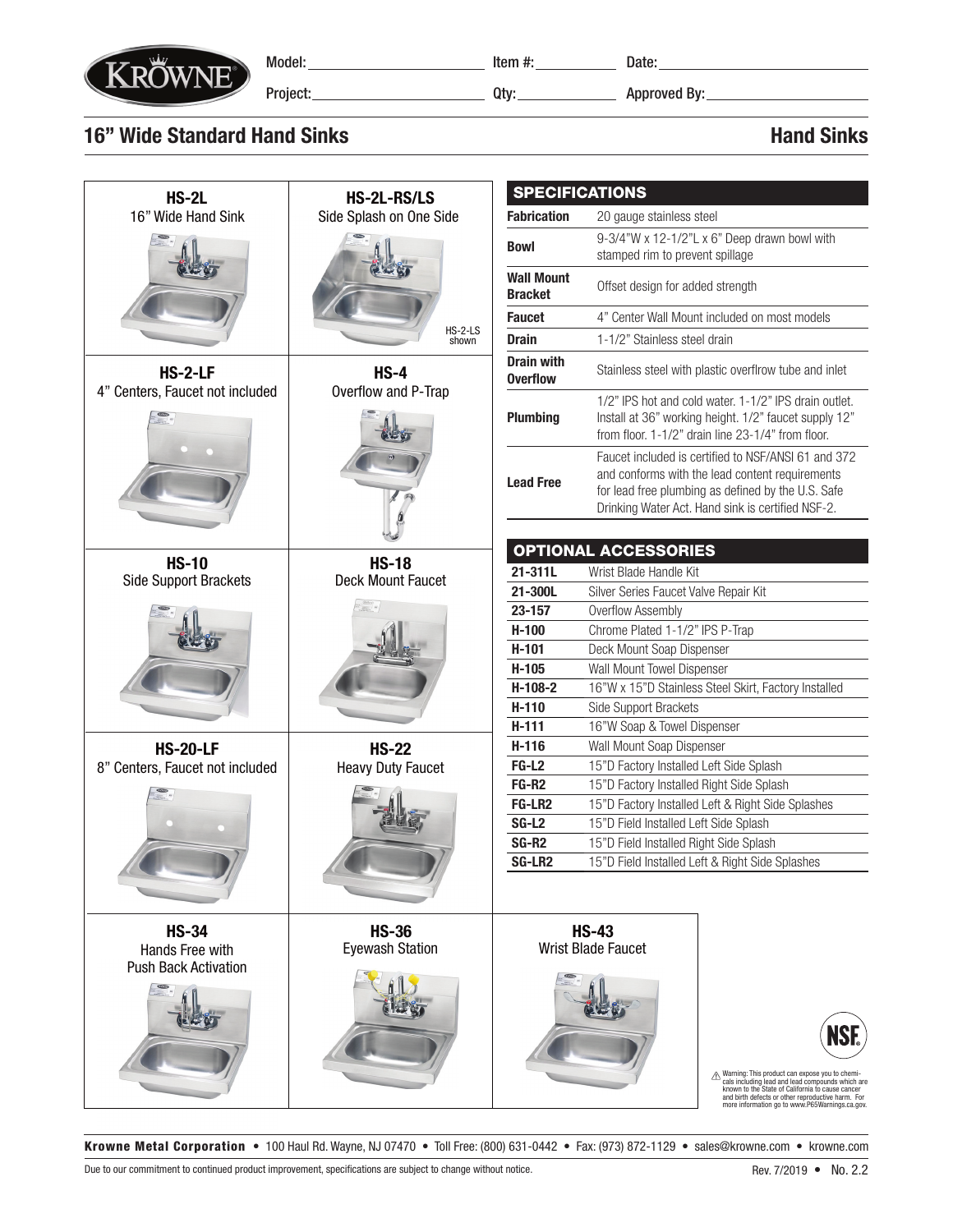Model: \_\_\_\_\_\_\_\_ Item #: \_\_\_\_\_\_\_\_ Date: \_\_\_\_\_\_\_\_

Project: \_\_\_\_\_\_\_\_ Qty: \_\_\_\_\_\_\_\_ Approved By: \_\_\_\_\_\_\_\_

# 16" Wide Standard Hand Sinks

## Hand Sinks

**HS-2L**
16" Wide Hand Sink

**HS-2L-RS/LS**
Side Splash on One Side

HS-2-LS shown

**HS-2-LF**
4" Centers, Faucet not included

**HS-4**
Overflow and P-Trap

**HS-10**
Side Support Brackets

**HS-18**
Deck Mount Faucet

**HS-20-LF**
8" Centers, Faucet not included

**HS-22**
Heavy Duty Faucet

**HS-34**
Hands Free with Push Back Activation

**HS-36**
Eyewash Station

**HS-43**
Wrist Blade Faucet

## SPECIFICATIONS

| | |
|---|---|
| **Fabrication** | 20 gauge stainless steel |
| **Bowl** | 9-3/4"W x 12-1/2"L x 6" Deep drawn bowl with stamped rim to prevent spillage |
| **Wall Mount Bracket** | Offset design for added strength |
| **Faucet** | 4" Center Wall Mount included on most models |
| **Drain** | 1-1/2" Stainless steel drain |
| **Drain with Overflow** | Stainless steel with plastic overflrow tube and inlet |
| **Plumbing** | 1/2" IPS hot and cold water. 1-1/2" IPS drain outlet. Install at 36" working height. 1/2" faucet supply 12" from floor. 1-1/2" drain line 23-1/4" from floor. |
| **Lead Free** | Faucet included is certified to NSF/ANSI 61 and 372 and conforms with the lead content requirements for lead free plumbing as defined by the U.S. Safe Drinking Water Act. Hand sink is certified NSF-2. |

## OPTIONAL ACCESSORIES

| | |
|---|---|
| **21-311L** | Wrist Blade Handle Kit |
| **21-300L** | Silver Series Faucet Valve Repair Kit |
| **23-157** | Overflow Assembly |
| **H-100** | Chrome Plated 1-1/2" IPS P-Trap |
| **H-101** | Deck Mount Soap Dispenser |
| **H-105** | Wall Mount Towel Dispenser |
| **H-108-2** | 16"W x 15"D Stainless Steel Skirt, Factory Installed |
| **H-110** | Side Support Brackets |
| **H-111** | 16"W Soap & Towel Dispenser |
| **H-116** | Wall Mount Soap Dispenser |
| **FG-L2** | 15"D Factory Installed Left Side Splash |
| **FG-R2** | 15"D Factory Installed Right Side Splash |
| **FG-LR2** | 15"D Factory Installed Left & Right Side Splashes |
| **SG-L2** | 15"D Field Installed Left Side Splash |
| **SG-R2** | 15"D Field Installed Right Side Splash |
| **SG-LR2** | 15"D Field Installed Left & Right Side Splashes |

NSF

⚠ Warning: This product can expose you to chemicals including lead and lead compounds which are known to the State of California to cause cancer and birth defects or other reproductive harm. For more information go to www.P65Warnings.ca.gov.

**Krowne Metal Corporation** • 100 Haul Rd. Wayne, NJ 07470 • Toll Free: (800) 631-0442 • Fax: (973) 872-1129 • sales@krowne.com • krowne.com

Due to our commitment to continued product improvement, specifications are subject to change without notice.

Rev. 7/2019 • No. 2.2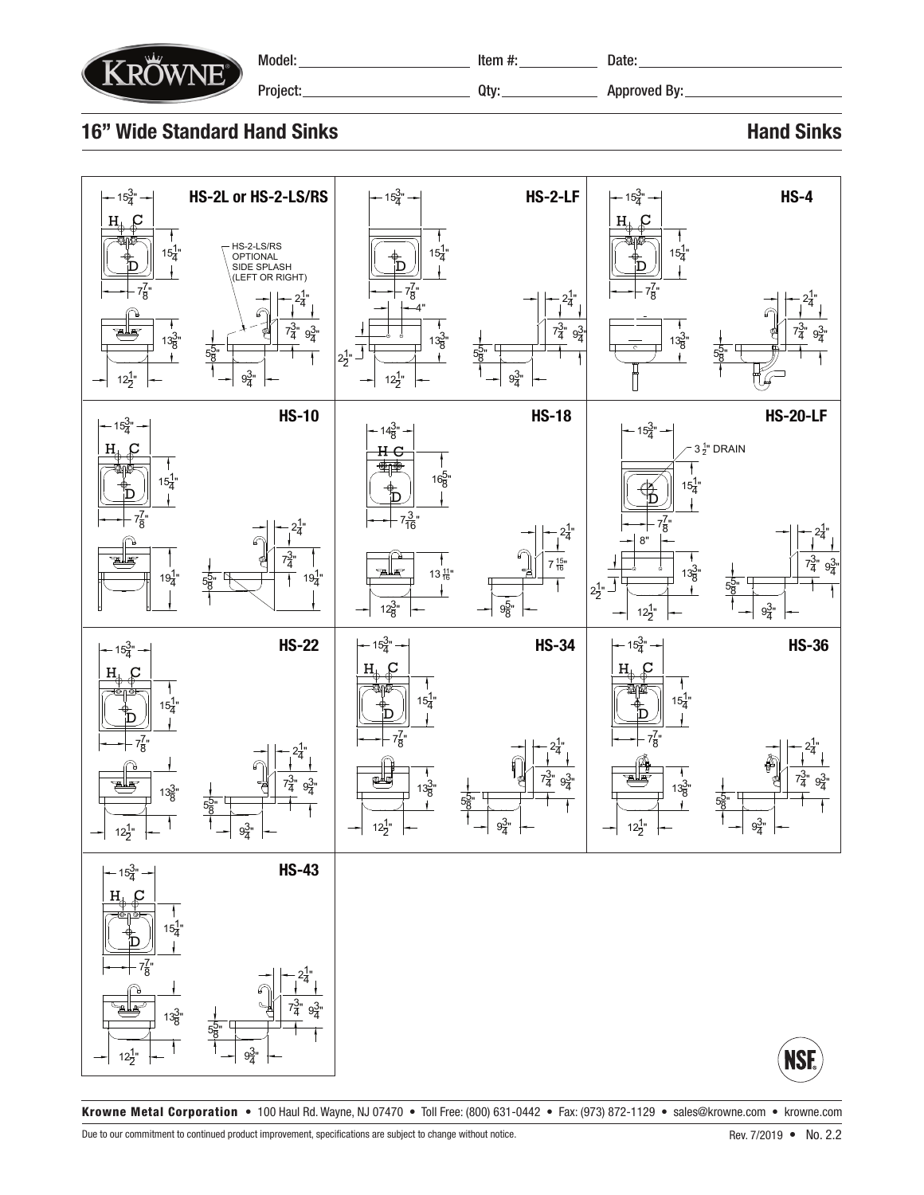Model: Item #: Date:

Project: Qty: Approved By:

## 16” Wide Standard Hand Sinks

## Hand Sinks

### HS-2L or HS-2-LS/RS

HS-2-LS/RS OPTIONAL SIDE SPLASH (LEFT OR RIGHT)

15¾" 15¼" 7⅞" 2¼" 13⅜" 7¾" 9¾" 5⅝" 12½" 9¾"

### HS-2-LF

15¾" 15¼" 7⅞" 4" 2¼" 13⅜" 7¾" 9¾" 2½" 5⅝" 12½" 9¾"

### HS-4

15¾" 15¼" 7⅞" 2¼" 13⅜" 7¾" 9¾" 5⅝"

### HS-10

15¾" 15¼" 7⅞" 2¼" 7¾" 19¼" 5⅝" 19¼"

### HS-18

14⅜" 16⅝" 7 3/16" 2¼" 13 11/16" 7 15/16" 12⅜" 9⅝"

### HS-20-LF

3 ½" DRAIN

15¾" 15¼" 7⅞" 8" 2¼" 13⅜" 7¾" 9¾" 2½" 5⅝" 12½" 9¾"

### HS-22

15¾" 15¼" 7⅞" 2¼" 13⅜" 7¾" 9¾" 5⅝" 12½" 9¾"

### HS-34

15¾" 15¼" 7⅞" 2¼" 13⅜" 7¾" 9¾" 5⅝" 12½" 9¾"

### HS-36

15¾" 15¼" 7⅞" 2¼" 13⅜" 7¾" 9¾" 5⅝" 12½" 9¾"

### HS-43

15¾" 15¼" 7⅞" 2¼" 13⅜" 7¾" 9¾" 5⅝" 12½" 9¾"

NSF

**Krowne Metal Corporation** • 100 Haul Rd. Wayne, NJ 07470 • Toll Free: (800) 631-0442 • Fax: (973) 872-1129 • sales@krowne.com • krowne.com

Due to our commitment to continued product improvement, specifications are subject to change without notice.

Rev. 7/2019 • No. 2.2